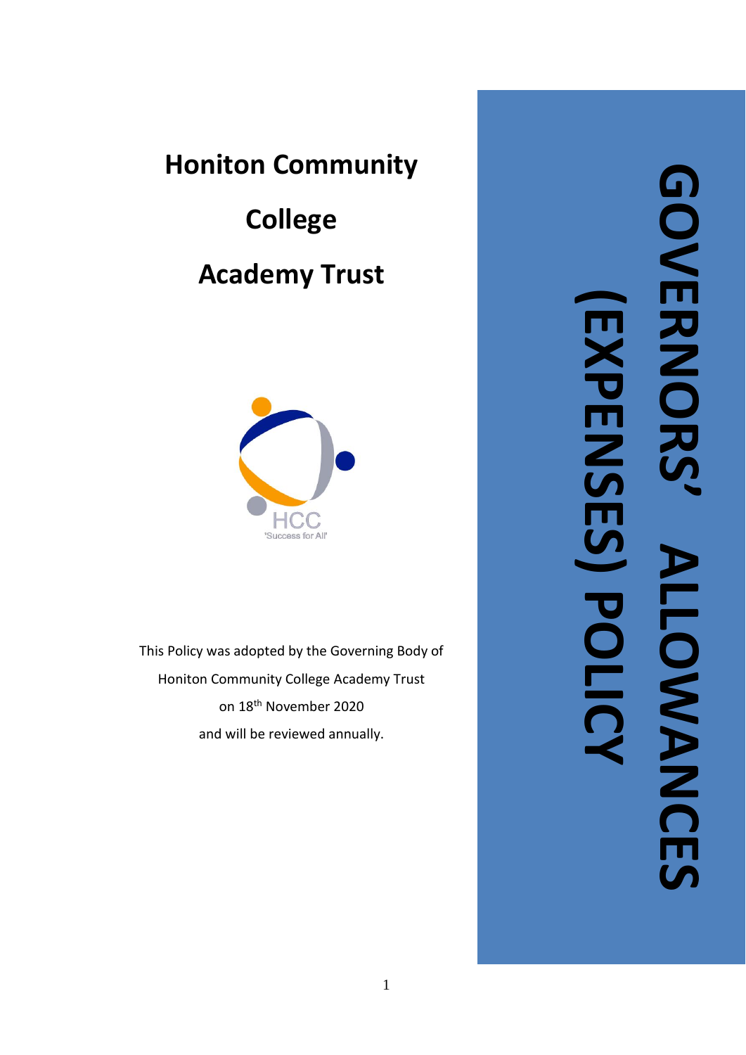# Honiton Community College Academy Trust

# GOVERNORS' ALLOWANCES (EXPENSES) POLICY

This Policy was adopted by the Governing Body of Honiton Community College Academy Trust on 18th November 2020 and will be reviewed annually.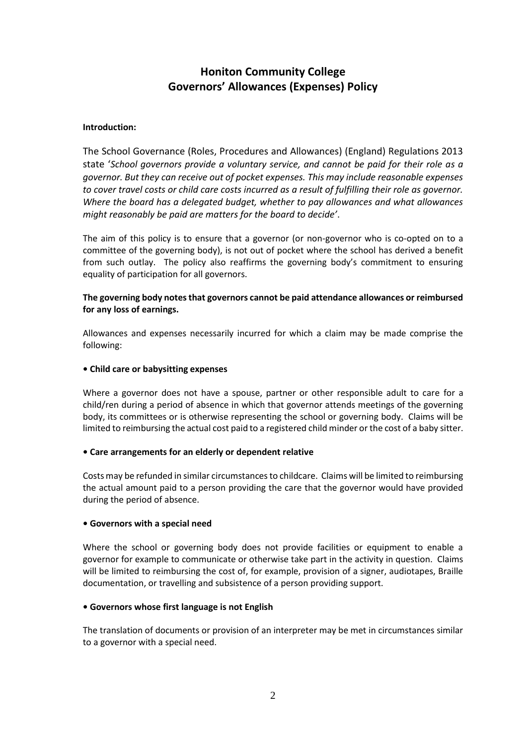# Honiton Community College
# Governors' Allowances (Expenses) Policy

**Introduction:**

The School Governance (Roles, Procedures and Allowances) (England) Regulations 2013 state '*School governors provide a voluntary service, and cannot be paid for their role as a governor. But they can receive out of pocket expenses. This may include reasonable expenses to cover travel costs or child care costs incurred as a result of fulfilling their role as governor. Where the board has a delegated budget, whether to pay allowances and what allowances might reasonably be paid are matters for the board to decide'*.

The aim of this policy is to ensure that a governor (or non-governor who is co-opted on to a committee of the governing body), is not out of pocket where the school has derived a benefit from such outlay. The policy also reaffirms the governing body's commitment to ensuring equality of participation for all governors.

**The governing body notes that governors cannot be paid attendance allowances or reimbursed for any loss of earnings.**

Allowances and expenses necessarily incurred for which a claim may be made comprise the following:

**• Child care or babysitting expenses**

Where a governor does not have a spouse, partner or other responsible adult to care for a child/ren during a period of absence in which that governor attends meetings of the governing body, its committees or is otherwise representing the school or governing body. Claims will be limited to reimbursing the actual cost paid to a registered child minder or the cost of a baby sitter.

**• Care arrangements for an elderly or dependent relative**

Costs may be refunded in similar circumstances to childcare. Claims will be limited to reimbursing the actual amount paid to a person providing the care that the governor would have provided during the period of absence.

**• Governors with a special need**

Where the school or governing body does not provide facilities or equipment to enable a governor for example to communicate or otherwise take part in the activity in question. Claims will be limited to reimbursing the cost of, for example, provision of a signer, audiotapes, Braille documentation, or travelling and subsistence of a person providing support.

**• Governors whose first language is not English**

The translation of documents or provision of an interpreter may be met in circumstances similar to a governor with a special need.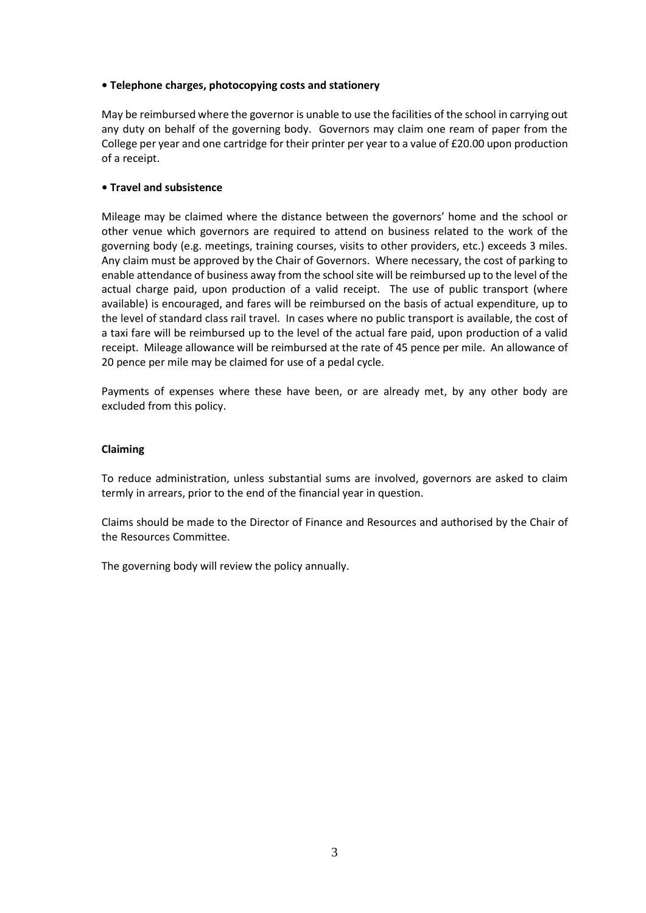- **Telephone charges, photocopying costs and stationery**

May be reimbursed where the governor is unable to use the facilities of the school in carrying out any duty on behalf of the governing body. Governors may claim one ream of paper from the College per year and one cartridge for their printer per year to a value of £20.00 upon production of a receipt.

- **Travel and subsistence**

Mileage may be claimed where the distance between the governors' home and the school or other venue which governors are required to attend on business related to the work of the governing body (e.g. meetings, training courses, visits to other providers, etc.) exceeds 3 miles. Any claim must be approved by the Chair of Governors. Where necessary, the cost of parking to enable attendance of business away from the school site will be reimbursed up to the level of the actual charge paid, upon production of a valid receipt. The use of public transport (where available) is encouraged, and fares will be reimbursed on the basis of actual expenditure, up to the level of standard class rail travel. In cases where no public transport is available, the cost of a taxi fare will be reimbursed up to the level of the actual fare paid, upon production of a valid receipt. Mileage allowance will be reimbursed at the rate of 45 pence per mile. An allowance of 20 pence per mile may be claimed for use of a pedal cycle.

Payments of expenses where these have been, or are already met, by any other body are excluded from this policy.

**Claiming**

To reduce administration, unless substantial sums are involved, governors are asked to claim termly in arrears, prior to the end of the financial year in question.

Claims should be made to the Director of Finance and Resources and authorised by the Chair of the Resources Committee.

The governing body will review the policy annually.